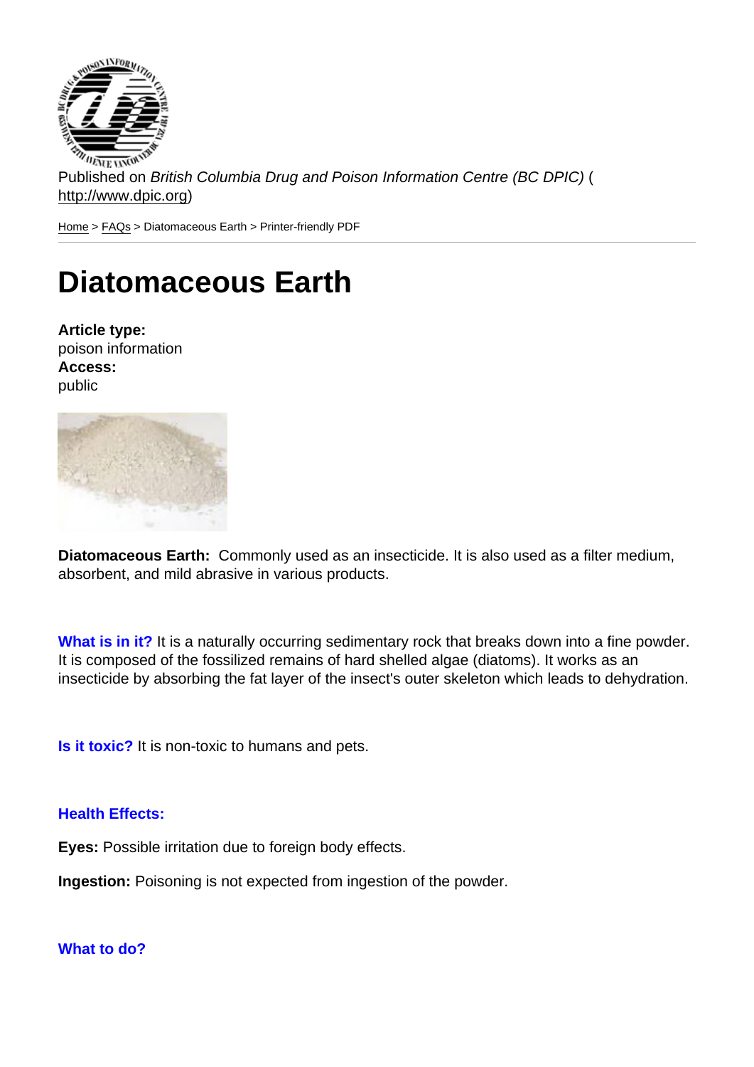Published on *British Columbia Drug and Poison Information Centre (BC DPIC)* (http://www.dpic.org)

Home > FAQs > Diatomaceous Earth > Printer-friendly PDF

# Diatomaceous Earth

**Article type:**
poison information
**Access:**
public

**Diatomaceous Earth:** Commonly used as an insecticide. It is also used as a filter medium, absorbent, and mild abrasive in various products.

**What is in it?** It is a naturally occurring sedimentary rock that breaks down into a fine powder. It is composed of the fossilized remains of hard shelled algae (diatoms). It works as an insecticide by absorbing the fat layer of the insect's outer skeleton which leads to dehydration.

**Is it toxic?** It is non-toxic to humans and pets.

**Health Effects:**

**Eyes:** Possible irritation due to foreign body effects.

**Ingestion:** Poisoning is not expected from ingestion of the powder.

**What to do?**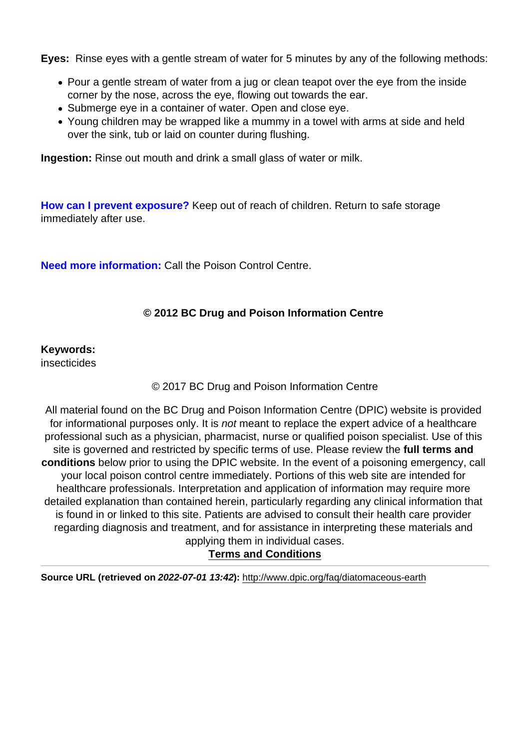**Eyes:** Rinse eyes with a gentle stream of water for 5 minutes by any of the following methods:

- Pour a gentle stream of water from a jug or clean teapot over the eye from the inside corner by the nose, across the eye, flowing out towards the ear.
- Submerge eye in a container of water. Open and close eye.
- Young children may be wrapped like a mummy in a towel with arms at side and held over the sink, tub or laid on counter during flushing.

**Ingestion:** Rinse out mouth and drink a small glass of water or milk.

**How can I prevent exposure?** Keep out of reach of children. Return to safe storage immediately after use.

**Need more information:** Call the Poison Control Centre.

**© 2012 BC Drug and Poison Information Centre**

**Keywords:**
insecticides

© 2017 BC Drug and Poison Information Centre

All material found on the BC Drug and Poison Information Centre (DPIC) website is provided for informational purposes only. It is *not* meant to replace the expert advice of a healthcare professional such as a physician, pharmacist, nurse or qualified poison specialist. Use of this site is governed and restricted by specific terms of use. Please review the **full terms and conditions** below prior to using the DPIC website. In the event of a poisoning emergency, call your local poison control centre immediately. Portions of this web site are intended for healthcare professionals. Interpretation and application of information may require more detailed explanation than contained herein, particularly regarding any clinical information that is found in or linked to this site. Patients are advised to consult their health care provider regarding diagnosis and treatment, and for assistance in interpreting these materials and applying them in individual cases.

**Terms and Conditions**

---

**Source URL (retrieved on *2022-07-01 13:42*):** http://www.dpic.org/faq/diatomaceous-earth